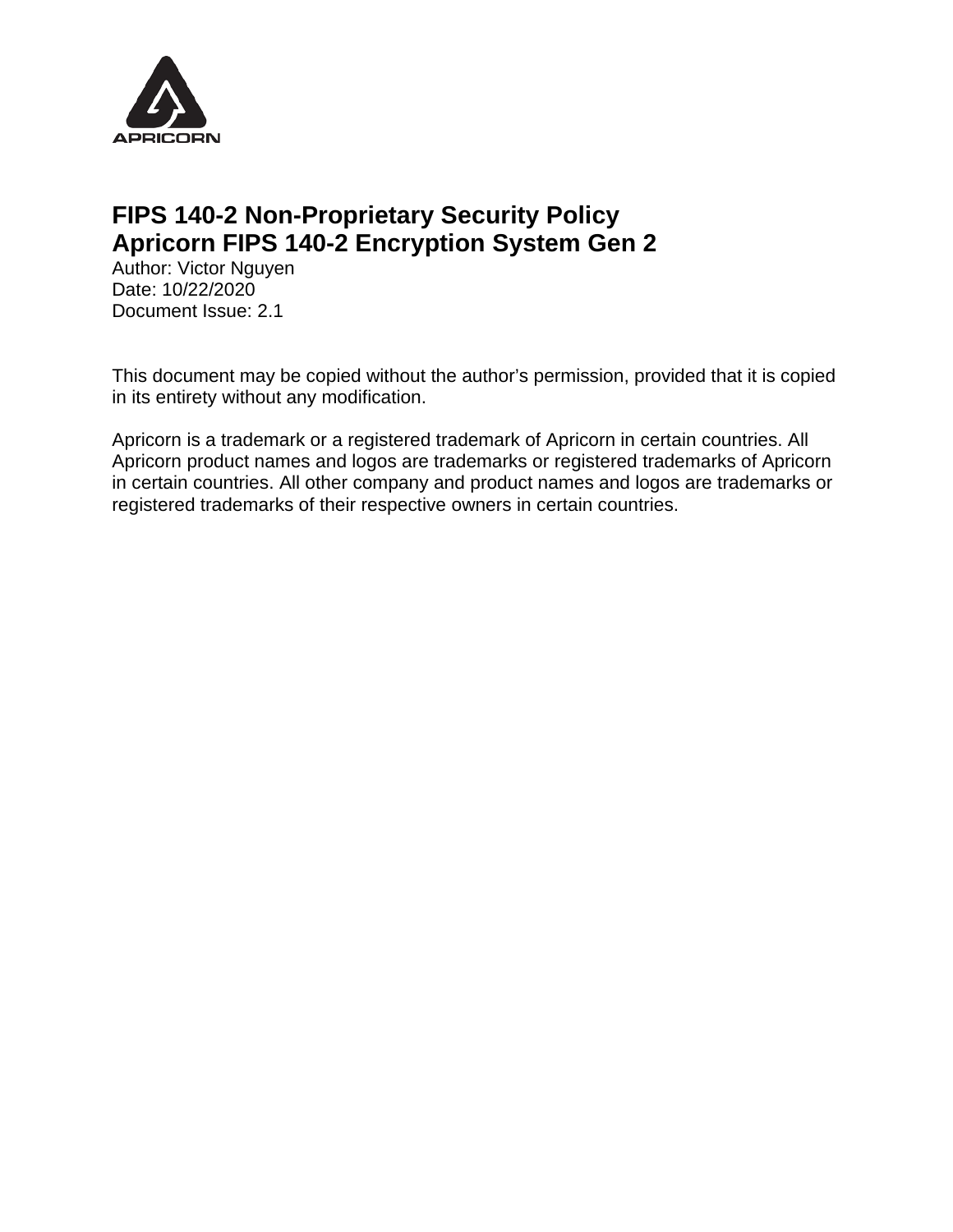APRICORN

# FIPS 140-2 Non-Proprietary Security Policy
# Apricorn FIPS 140-2 Encryption System Gen 2

Author: Victor Nguyen
Date: 10/22/2020
Document Issue: 2.1

This document may be copied without the author's permission, provided that it is copied in its entirety without any modification.

Apricorn is a trademark or a registered trademark of Apricorn in certain countries. All Apricorn product names and logos are trademarks or registered trademarks of Apricorn in certain countries. All other company and product names and logos are trademarks or registered trademarks of their respective owners in certain countries.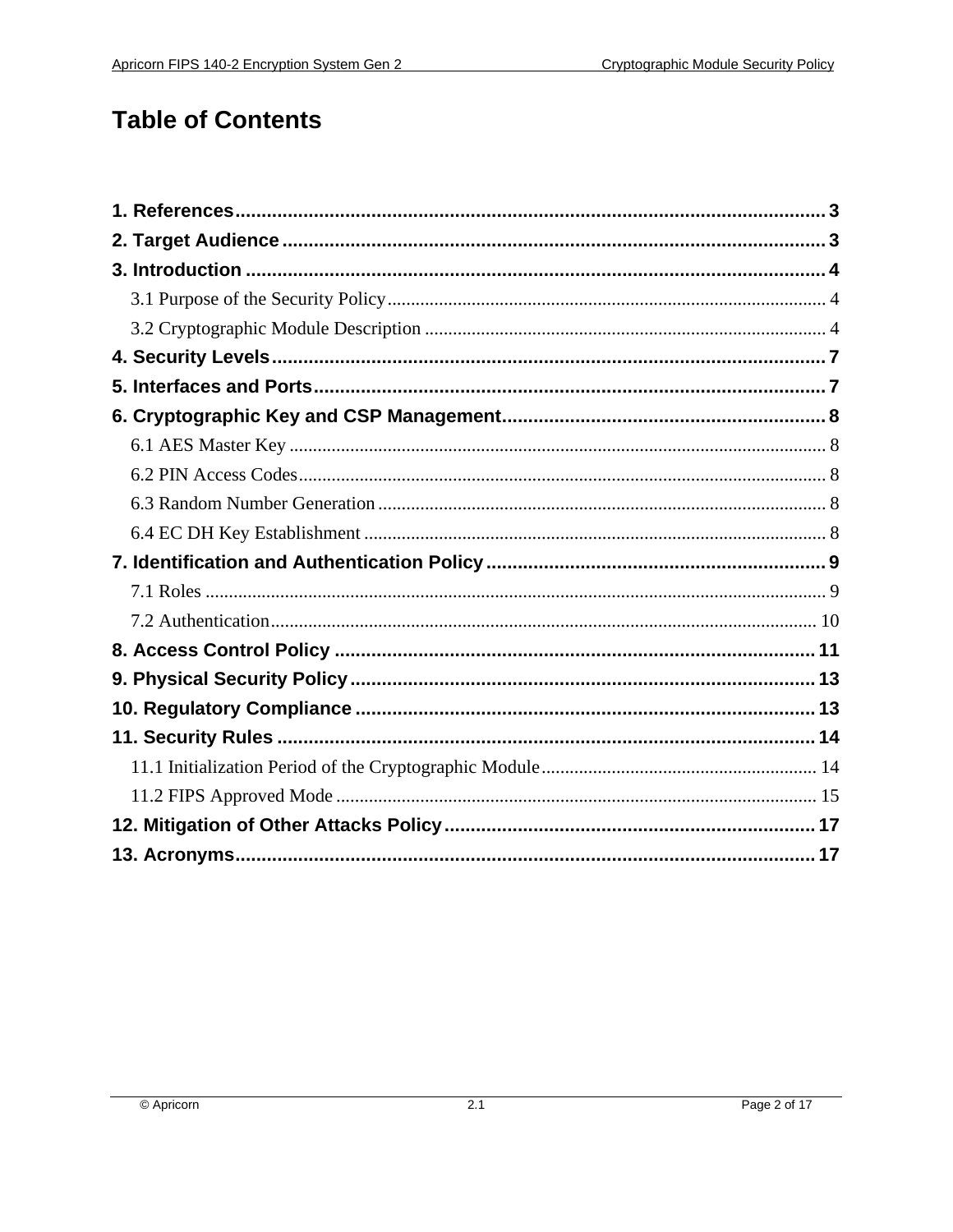# Table of Contents

**1. References** ........ 3
**2. Target Audience** ........ 3
**3. Introduction** ........ 4
- 3.1 Purpose of the Security Policy ........ 4
- 3.2 Cryptographic Module Description ........ 4

**4. Security Levels** ........ 7
**5. Interfaces and Ports** ........ 7
**6. Cryptographic Key and CSP Management** ........ 8
- 6.1 AES Master Key ........ 8
- 6.2 PIN Access Codes ........ 8
- 6.3 Random Number Generation ........ 8
- 6.4 EC DH Key Establishment ........ 8

**7. Identification and Authentication Policy** ........ 9
- 7.1 Roles ........ 9
- 7.2 Authentication ........ 10

**8. Access Control Policy** ........ 11
**9. Physical Security Policy** ........ 13
**10. Regulatory Compliance** ........ 13
**11. Security Rules** ........ 14
- 11.1 Initialization Period of the Cryptographic Module ........ 14
- 11.2 FIPS Approved Mode ........ 15

**12. Mitigation of Other Attacks Policy** ........ 17
**13. Acronyms** ........ 17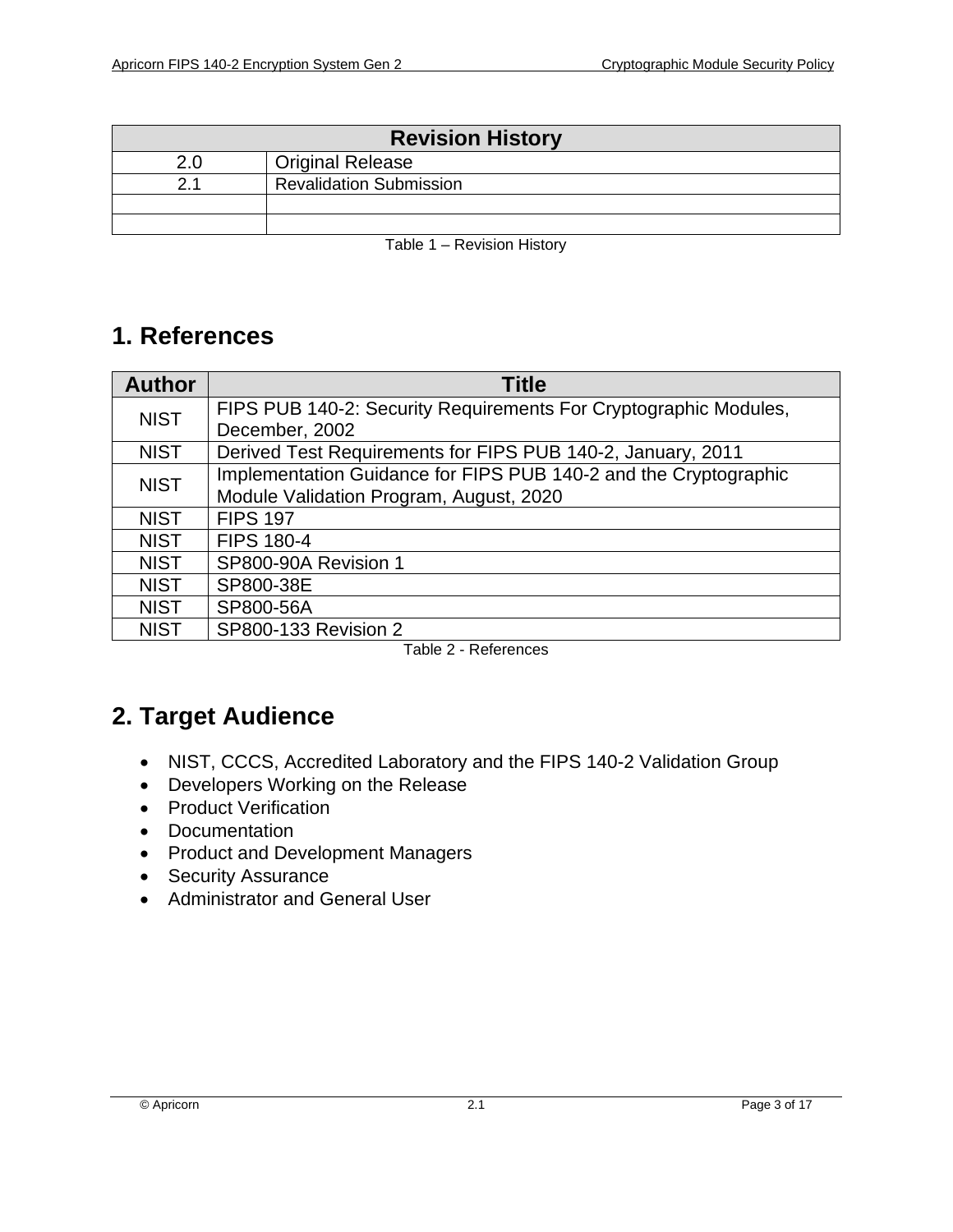| Revision History | |
|---|---|
| 2.0 | Original Release |
| 2.1 | Revalidation Submission |
| | |
| | |

Table 1 – Revision History

# 1. References

| Author | Title |
|---|---|
| NIST | FIPS PUB 140-2: Security Requirements For Cryptographic Modules, December, 2002 |
| NIST | Derived Test Requirements for FIPS PUB 140-2, January, 2011 |
| NIST | Implementation Guidance for FIPS PUB 140-2 and the Cryptographic Module Validation Program, August, 2020 |
| NIST | FIPS 197 |
| NIST | FIPS 180-4 |
| NIST | SP800-90A Revision 1 |
| NIST | SP800-38E |
| NIST | SP800-56A |
| NIST | SP800-133 Revision 2 |

Table 2 - References

# 2. Target Audience

- NIST, CCCS, Accredited Laboratory and the FIPS 140-2 Validation Group
- Developers Working on the Release
- Product Verification
- Documentation
- Product and Development Managers
- Security Assurance
- Administrator and General User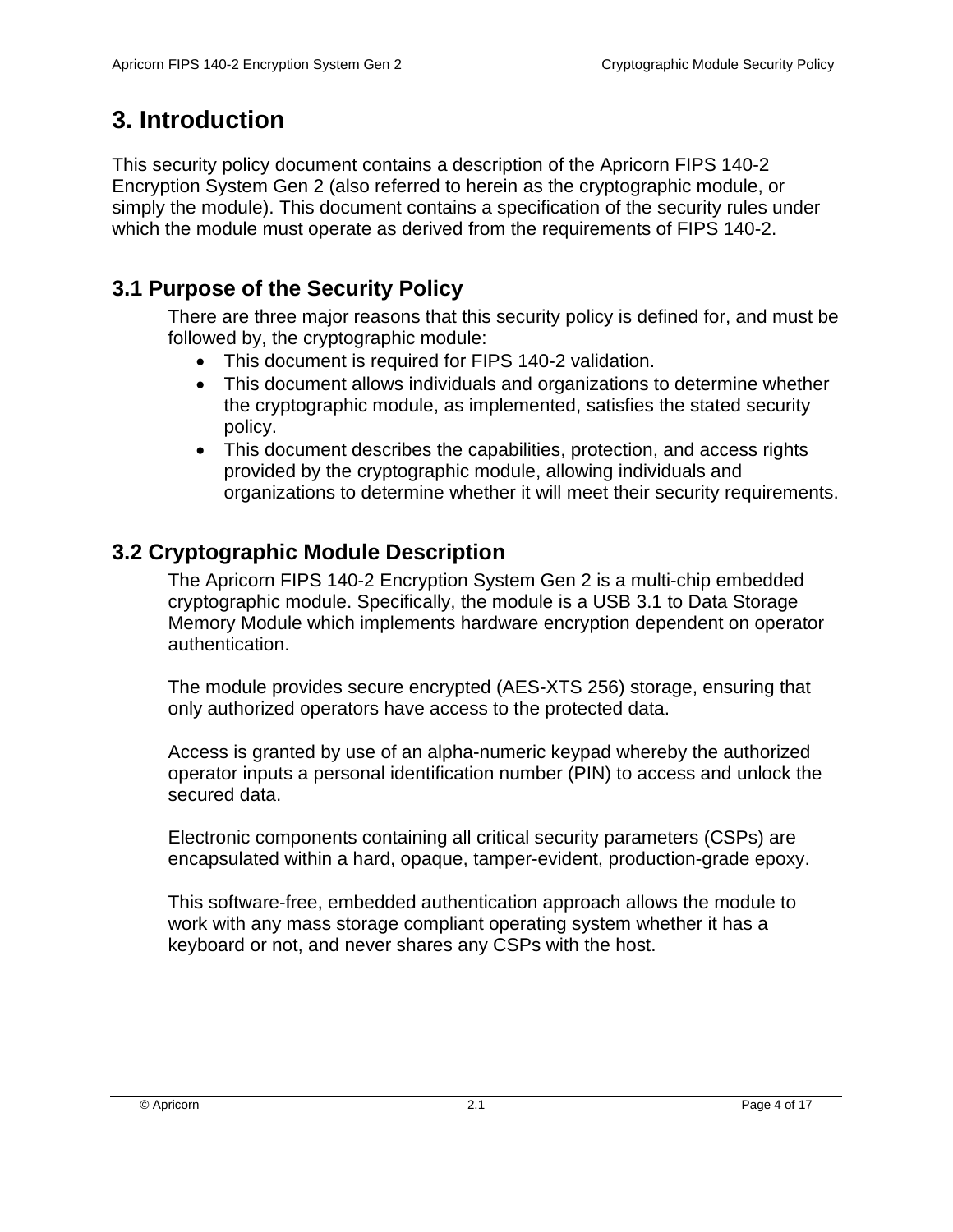# 3. Introduction

This security policy document contains a description of the Apricorn FIPS 140-2 Encryption System Gen 2 (also referred to herein as the cryptographic module, or simply the module). This document contains a specification of the security rules under which the module must operate as derived from the requirements of FIPS 140-2.

## 3.1 Purpose of the Security Policy

There are three major reasons that this security policy is defined for, and must be followed by, the cryptographic module:

- This document is required for FIPS 140-2 validation.
- This document allows individuals and organizations to determine whether the cryptographic module, as implemented, satisfies the stated security policy.
- This document describes the capabilities, protection, and access rights provided by the cryptographic module, allowing individuals and organizations to determine whether it will meet their security requirements.

## 3.2 Cryptographic Module Description

The Apricorn FIPS 140-2 Encryption System Gen 2 is a multi-chip embedded cryptographic module. Specifically, the module is a USB 3.1 to Data Storage Memory Module which implements hardware encryption dependent on operator authentication.

The module provides secure encrypted (AES-XTS 256) storage, ensuring that only authorized operators have access to the protected data.

Access is granted by use of an alpha-numeric keypad whereby the authorized operator inputs a personal identification number (PIN) to access and unlock the secured data.

Electronic components containing all critical security parameters (CSPs) are encapsulated within a hard, opaque, tamper-evident, production-grade epoxy.

This software-free, embedded authentication approach allows the module to work with any mass storage compliant operating system whether it has a keyboard or not, and never shares any CSPs with the host.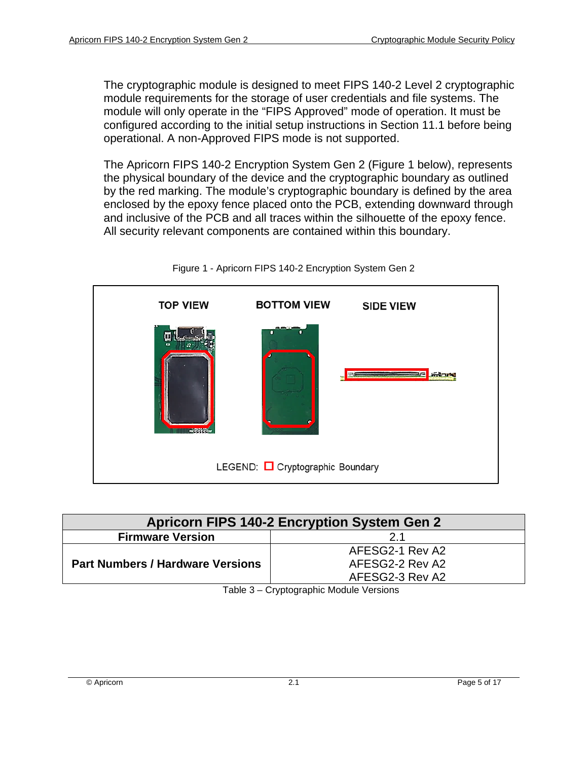The cryptographic module is designed to meet FIPS 140-2 Level 2 cryptographic module requirements for the storage of user credentials and file systems. The module will only operate in the "FIPS Approved" mode of operation. It must be configured according to the initial setup instructions in Section 11.1 before being operational. A non-Approved FIPS mode is not supported.

The Apricorn FIPS 140-2 Encryption System Gen 2 (Figure 1 below), represents the physical boundary of the device and the cryptographic boundary as outlined by the red marking. The module's cryptographic boundary is defined by the area enclosed by the epoxy fence placed onto the PCB, extending downward through and inclusive of the PCB and all traces within the silhouette of the epoxy fence. All security relevant components are contained within this boundary.

Figure 1 - Apricorn FIPS 140-2 Encryption System Gen 2

TOP VIEW | BOTTOM VIEW | SIDE VIEW

LEGEND: Cryptographic Boundary

| Apricorn FIPS 140-2 Encryption System Gen 2 | |
|---|---|
| **Firmware Version** | 2.1 |
| **Part Numbers / Hardware Versions** | AFESG2-1 Rev A2<br>AFESG2-2 Rev A2<br>AFESG2-3 Rev A2 |

Table 3 – Cryptographic Module Versions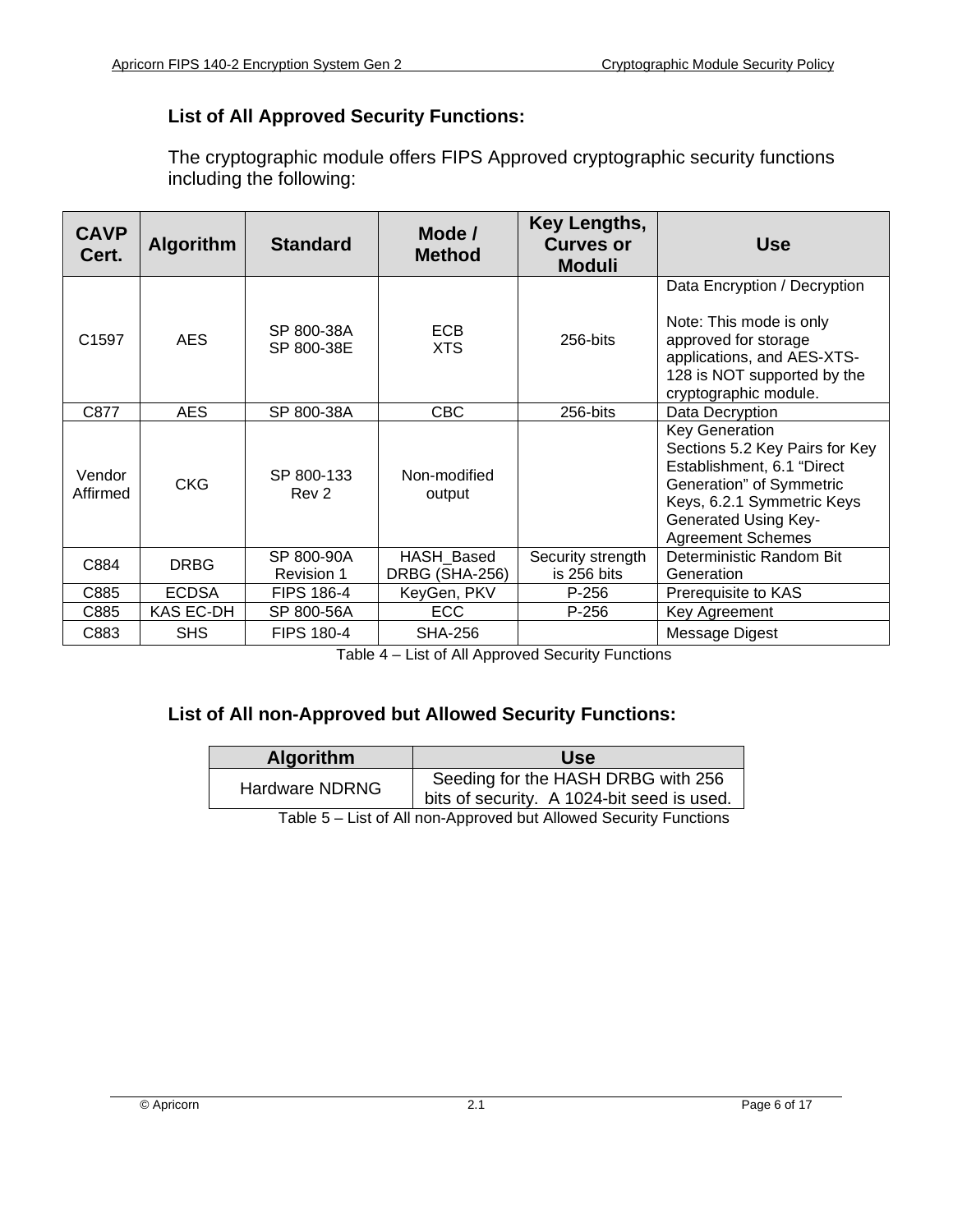**List of All Approved Security Functions:**

The cryptographic module offers FIPS Approved cryptographic security functions including the following:

| CAVP Cert. | Algorithm | Standard | Mode / Method | Key Lengths, Curves or Moduli | Use |
|---|---|---|---|---|---|
| C1597 | AES | SP 800-38A<br>SP 800-38E | ECB<br>XTS | 256-bits | Data Encryption / Decryption<br><br>Note: This mode is only approved for storage applications, and AES-XTS-128 is NOT supported by the cryptographic module. |
| C877 | AES | SP 800-38A | CBC | 256-bits | Data Decryption |
| Vendor Affirmed | CKG | SP 800-133 Rev 2 | Non-modified output | | Key Generation<br>Sections 5.2 Key Pairs for Key Establishment, 6.1 "Direct Generation" of Symmetric Keys, 6.2.1 Symmetric Keys Generated Using Key-Agreement Schemes |
| C884 | DRBG | SP 800-90A Revision 1 | HASH_Based DRBG (SHA-256) | Security strength is 256 bits | Deterministic Random Bit Generation |
| C885 | ECDSA | FIPS 186-4 | KeyGen, PKV | P-256 | Prerequisite to KAS |
| C885 | KAS EC-DH | SP 800-56A | ECC | P-256 | Key Agreement |
| C883 | SHS | FIPS 180-4 | SHA-256 | | Message Digest |

Table 4 – List of All Approved Security Functions

**List of All non-Approved but Allowed Security Functions:**

| Algorithm | Use |
|---|---|
| Hardware NDRNG | Seeding for the HASH DRBG with 256 bits of security. A 1024-bit seed is used. |

Table 5 – List of All non-Approved but Allowed Security Functions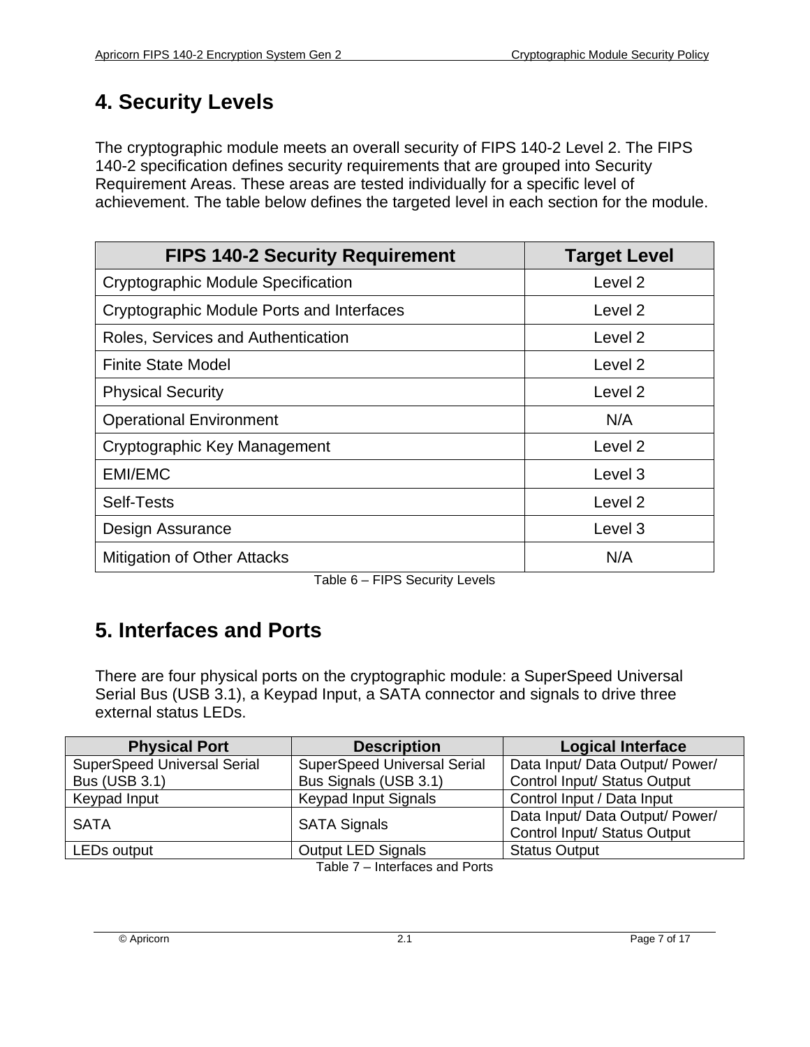# 4. Security Levels

The cryptographic module meets an overall security of FIPS 140-2 Level 2. The FIPS 140-2 specification defines security requirements that are grouped into Security Requirement Areas. These areas are tested individually for a specific level of achievement. The table below defines the targeted level in each section for the module.

| FIPS 140-2 Security Requirement | Target Level |
|---|---|
| Cryptographic Module Specification | Level 2 |
| Cryptographic Module Ports and Interfaces | Level 2 |
| Roles, Services and Authentication | Level 2 |
| Finite State Model | Level 2 |
| Physical Security | Level 2 |
| Operational Environment | N/A |
| Cryptographic Key Management | Level 2 |
| EMI/EMC | Level 3 |
| Self-Tests | Level 2 |
| Design Assurance | Level 3 |
| Mitigation of Other Attacks | N/A |

Table 6 – FIPS Security Levels

# 5. Interfaces and Ports

There are four physical ports on the cryptographic module: a SuperSpeed Universal Serial Bus (USB 3.1), a Keypad Input, a SATA connector and signals to drive three external status LEDs.

| Physical Port | Description | Logical Interface |
|---|---|---|
| SuperSpeed Universal Serial Bus (USB 3.1) | SuperSpeed Universal Serial Bus Signals (USB 3.1) | Data Input/ Data Output/ Power/ Control Input/ Status Output |
| Keypad Input | Keypad Input Signals | Control Input / Data Input |
| SATA | SATA Signals | Data Input/ Data Output/ Power/ Control Input/ Status Output |
| LEDs output | Output LED Signals | Status Output |

Table 7 – Interfaces and Ports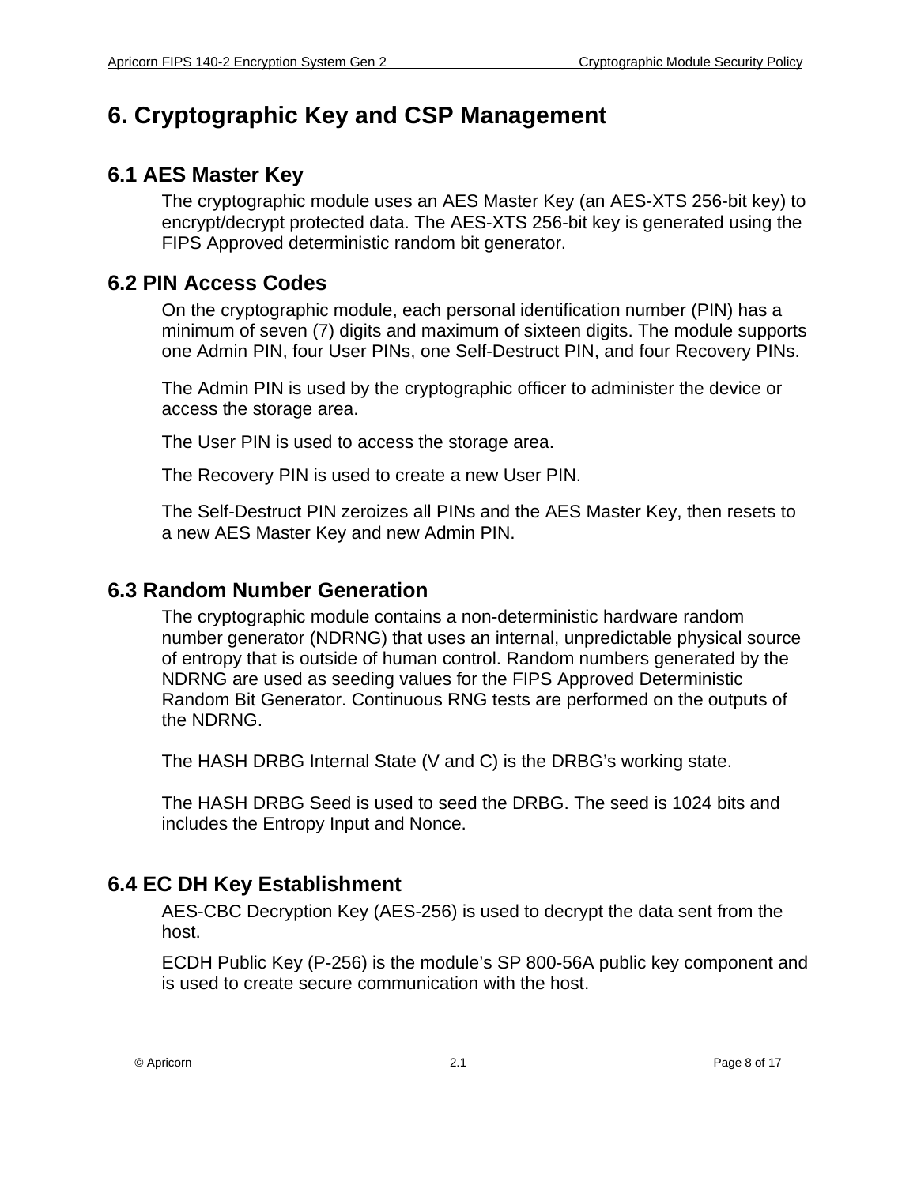# 6. Cryptographic Key and CSP Management

## 6.1 AES Master Key

The cryptographic module uses an AES Master Key (an AES-XTS 256-bit key) to encrypt/decrypt protected data. The AES-XTS 256-bit key is generated using the FIPS Approved deterministic random bit generator.

## 6.2 PIN Access Codes

On the cryptographic module, each personal identification number (PIN) has a minimum of seven (7) digits and maximum of sixteen digits. The module supports one Admin PIN, four User PINs, one Self-Destruct PIN, and four Recovery PINs.

The Admin PIN is used by the cryptographic officer to administer the device or access the storage area.

The User PIN is used to access the storage area.

The Recovery PIN is used to create a new User PIN.

The Self-Destruct PIN zeroizes all PINs and the AES Master Key, then resets to a new AES Master Key and new Admin PIN.

## 6.3 Random Number Generation

The cryptographic module contains a non-deterministic hardware random number generator (NDRNG) that uses an internal, unpredictable physical source of entropy that is outside of human control. Random numbers generated by the NDRNG are used as seeding values for the FIPS Approved Deterministic Random Bit Generator. Continuous RNG tests are performed on the outputs of the NDRNG.

The HASH DRBG Internal State (V and C) is the DRBG's working state.

The HASH DRBG Seed is used to seed the DRBG. The seed is 1024 bits and includes the Entropy Input and Nonce.

## 6.4 EC DH Key Establishment

AES-CBC Decryption Key (AES-256) is used to decrypt the data sent from the host.

ECDH Public Key (P-256) is the module's SP 800-56A public key component and is used to create secure communication with the host.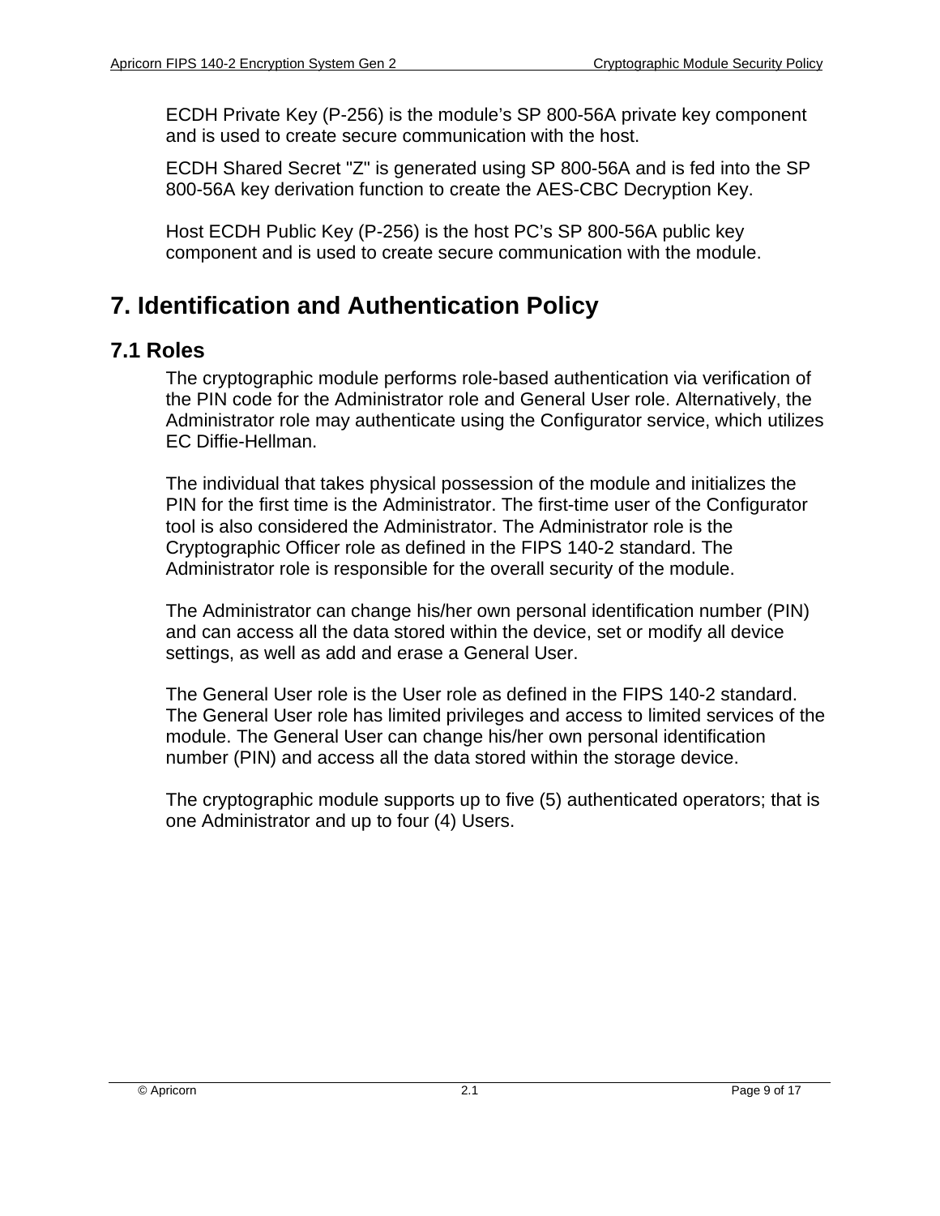ECDH Private Key (P-256) is the module's SP 800-56A private key component and is used to create secure communication with the host.

ECDH Shared Secret "Z" is generated using SP 800-56A and is fed into the SP 800-56A key derivation function to create the AES-CBC Decryption Key.

Host ECDH Public Key (P-256) is the host PC's SP 800-56A public key component and is used to create secure communication with the module.

# 7. Identification and Authentication Policy

## 7.1 Roles

The cryptographic module performs role-based authentication via verification of the PIN code for the Administrator role and General User role. Alternatively, the Administrator role may authenticate using the Configurator service, which utilizes EC Diffie-Hellman.

The individual that takes physical possession of the module and initializes the PIN for the first time is the Administrator. The first-time user of the Configurator tool is also considered the Administrator. The Administrator role is the Cryptographic Officer role as defined in the FIPS 140-2 standard. The Administrator role is responsible for the overall security of the module.

The Administrator can change his/her own personal identification number (PIN) and can access all the data stored within the device, set or modify all device settings, as well as add and erase a General User.

The General User role is the User role as defined in the FIPS 140-2 standard. The General User role has limited privileges and access to limited services of the module. The General User can change his/her own personal identification number (PIN) and access all the data stored within the storage device.

The cryptographic module supports up to five (5) authenticated operators; that is one Administrator and up to four (4) Users.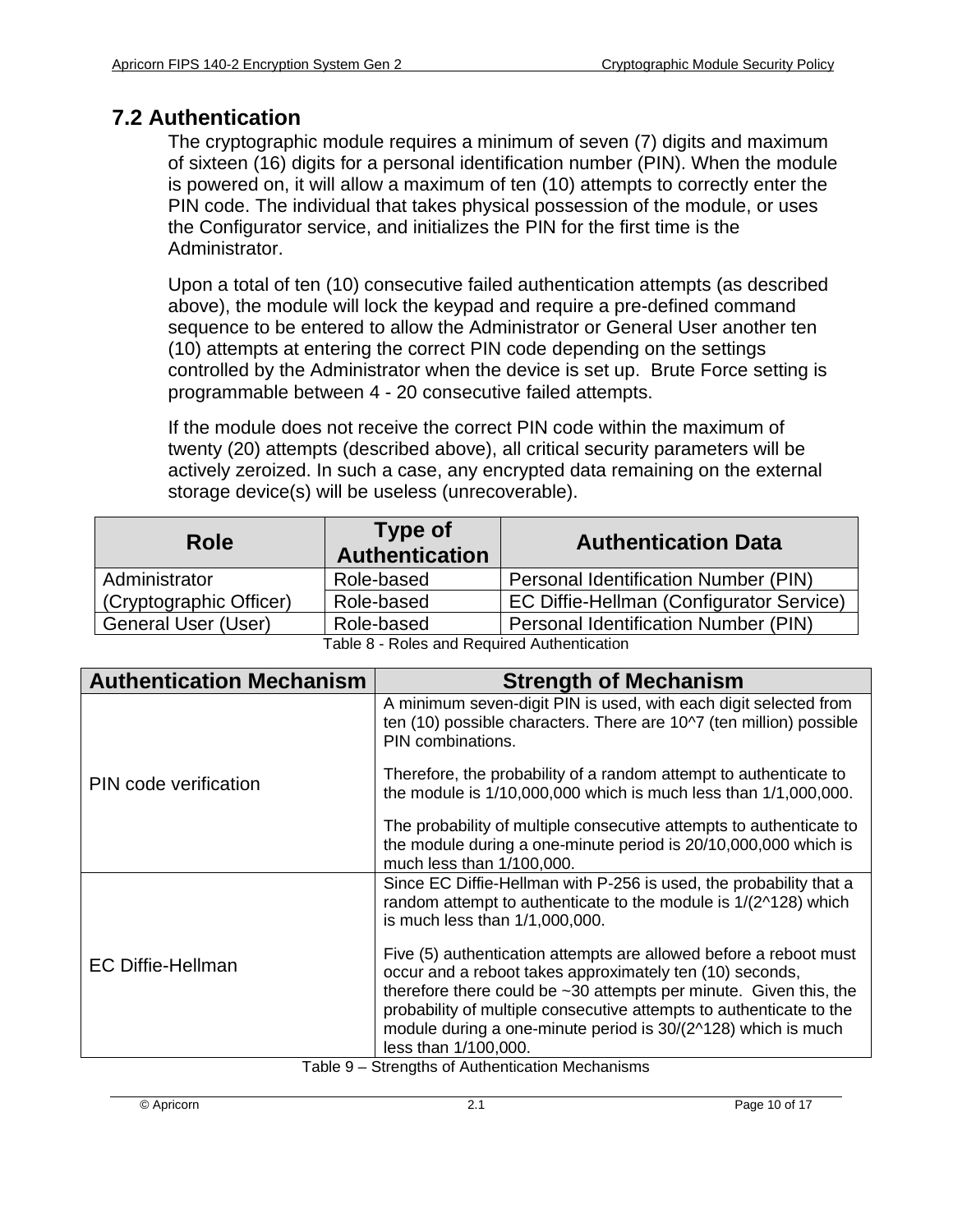## 7.2 Authentication

The cryptographic module requires a minimum of seven (7) digits and maximum of sixteen (16) digits for a personal identification number (PIN). When the module is powered on, it will allow a maximum of ten (10) attempts to correctly enter the PIN code. The individual that takes physical possession of the module, or uses the Configurator service, and initializes the PIN for the first time is the Administrator.

Upon a total of ten (10) consecutive failed authentication attempts (as described above), the module will lock the keypad and require a pre-defined command sequence to be entered to allow the Administrator or General User another ten (10) attempts at entering the correct PIN code depending on the settings controlled by the Administrator when the device is set up. Brute Force setting is programmable between 4 - 20 consecutive failed attempts.

If the module does not receive the correct PIN code within the maximum of twenty (20) attempts (described above), all critical security parameters will be actively zeroized. In such a case, any encrypted data remaining on the external storage device(s) will be useless (unrecoverable).

| Role | Type of Authentication | Authentication Data |
| --- | --- | --- |
| Administrator (Cryptographic Officer) | Role-based | Personal Identification Number (PIN) |
| | Role-based | EC Diffie-Hellman (Configurator Service) |
| General User (User) | Role-based | Personal Identification Number (PIN) |

Table 8 - Roles and Required Authentication

| Authentication Mechanism | Strength of Mechanism |
| --- | --- |
| PIN code verification | A minimum seven-digit PIN is used, with each digit selected from ten (10) possible characters. There are 10^7 (ten million) possible PIN combinations.<br><br>Therefore, the probability of a random attempt to authenticate to the module is 1/10,000,000 which is much less than 1/1,000,000.<br><br>The probability of multiple consecutive attempts to authenticate to the module during a one-minute period is 20/10,000,000 which is much less than 1/100,000. |
| EC Diffie-Hellman | Since EC Diffie-Hellman with P-256 is used, the probability that a random attempt to authenticate to the module is 1/(2^128) which is much less than 1/1,000,000.<br><br>Five (5) authentication attempts are allowed before a reboot must occur and a reboot takes approximately ten (10) seconds, therefore there could be ~30 attempts per minute. Given this, the probability of multiple consecutive attempts to authenticate to the module during a one-minute period is 30/(2^128) which is much less than 1/100,000. |

Table 9 – Strengths of Authentication Mechanisms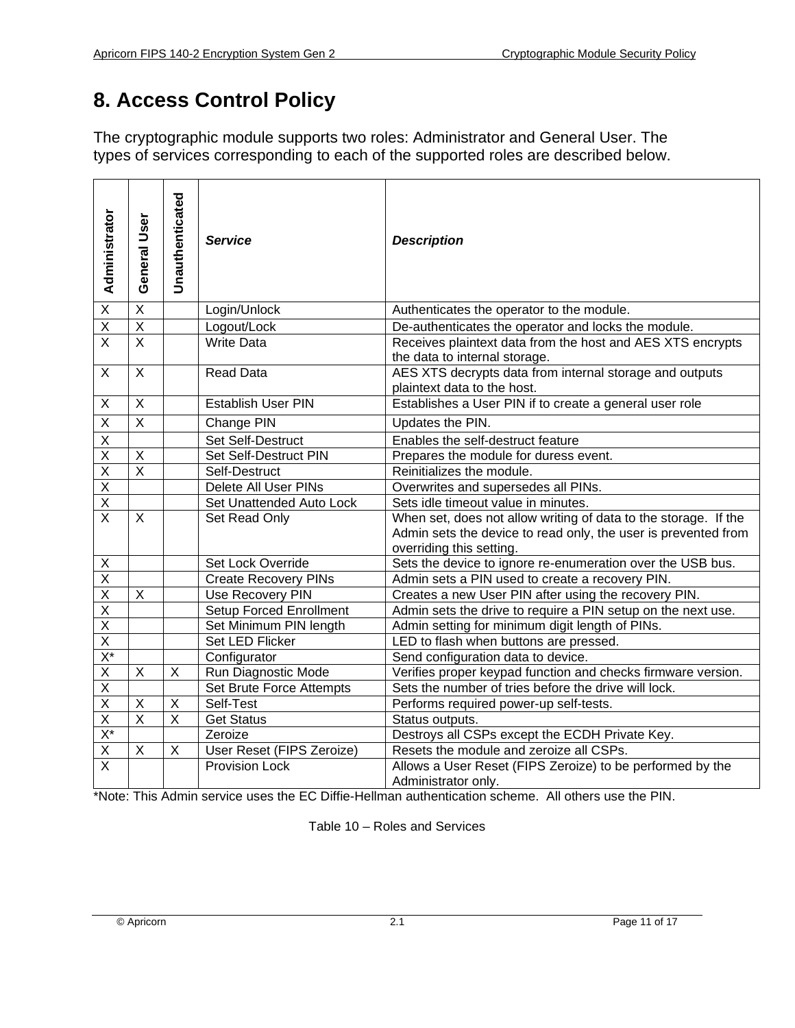# 8. Access Control Policy

The cryptographic module supports two roles: Administrator and General User. The types of services corresponding to each of the supported roles are described below.

| Administrator | General User | Unauthenticated | *Service* | *Description* |
|---|---|---|---|---|
| X | X | | Login/Unlock | Authenticates the operator to the module. |
| X | X | | Logout/Lock | De-authenticates the operator and locks the module. |
| X | X | | Write Data | Receives plaintext data from the host and AES XTS encrypts the data to internal storage. |
| X | X | | Read Data | AES XTS decrypts data from internal storage and outputs plaintext data to the host. |
| X | X | | Establish User PIN | Establishes a User PIN if to create a general user role |
| X | X | | Change PIN | Updates the PIN. |
| X | | | Set Self-Destruct | Enables the self-destruct feature |
| X | X | | Set Self-Destruct PIN | Prepares the module for duress event. |
| X | X | | Self-Destruct | Reinitializes the module. |
| X | | | Delete All User PINs | Overwrites and supersedes all PINs. |
| X | | | Set Unattended Auto Lock | Sets idle timeout value in minutes. |
| X | X | | Set Read Only | When set, does not allow writing of data to the storage. If the Admin sets the device to read only, the user is prevented from overriding this setting. |
| X | | | Set Lock Override | Sets the device to ignore re-enumeration over the USB bus. |
| X | | | Create Recovery PINs | Admin sets a PIN used to create a recovery PIN. |
| X | X | | Use Recovery PIN | Creates a new User PIN after using the recovery PIN. |
| X | | | Setup Forced Enrollment | Admin sets the drive to require a PIN setup on the next use. |
| X | | | Set Minimum PIN length | Admin setting for minimum digit length of PINs. |
| X | | | Set LED Flicker | LED to flash when buttons are pressed. |
| X* | | | Configurator | Send configuration data to device. |
| X | X | X | Run Diagnostic Mode | Verifies proper keypad function and checks firmware version. |
| X | | | Set Brute Force Attempts | Sets the number of tries before the drive will lock. |
| X | X | X | Self-Test | Performs required power-up self-tests. |
| X | X | X | Get Status | Status outputs. |
| X* | | | Zeroize | Destroys all CSPs except the ECDH Private Key. |
| X | X | X | User Reset (FIPS Zeroize) | Resets the module and zeroize all CSPs. |
| X | | | Provision Lock | Allows a User Reset (FIPS Zeroize) to be performed by the Administrator only. |

*Note: This Admin service uses the EC Diffie-Hellman authentication scheme. All others use the PIN.

Table 10 – Roles and Services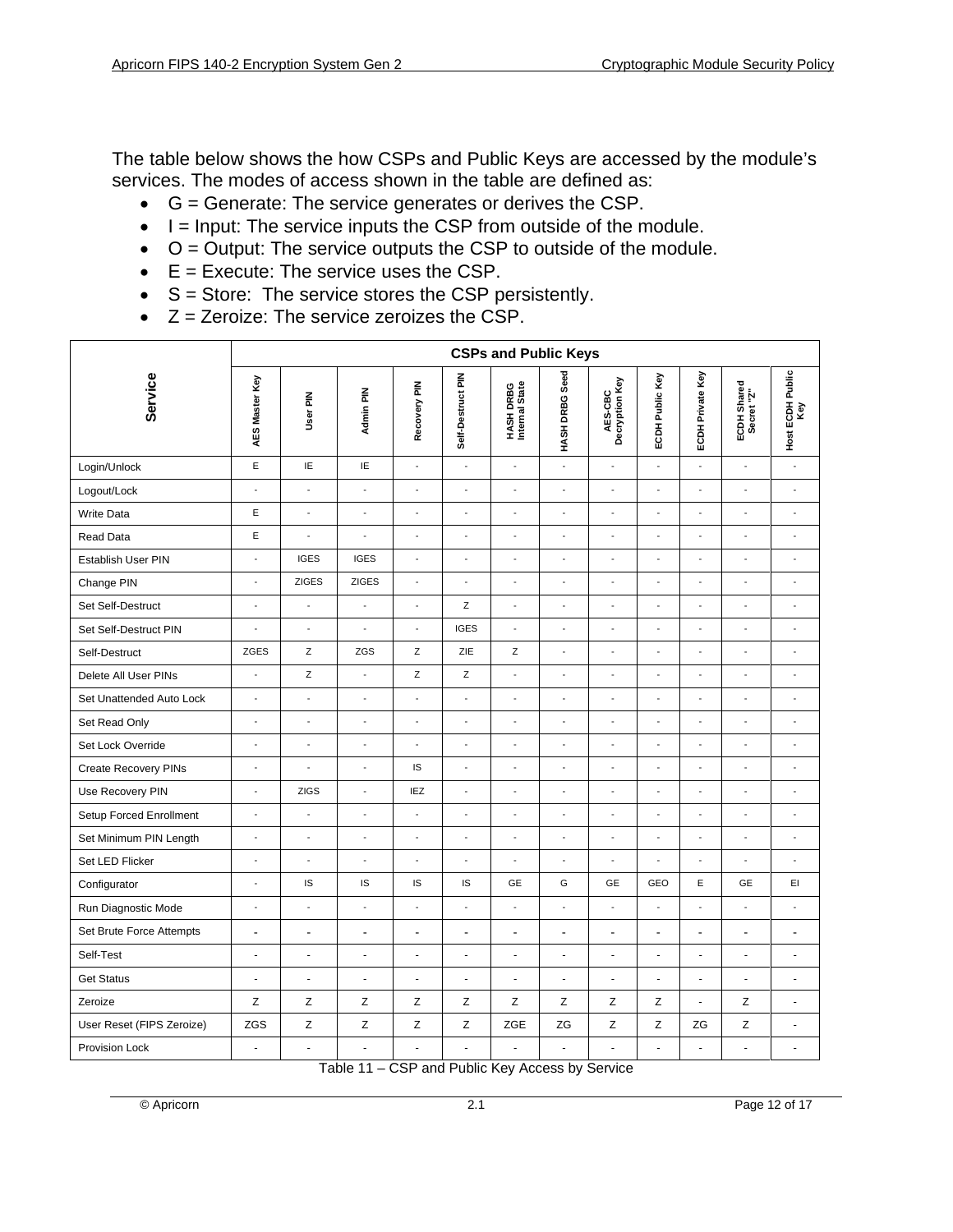The table below shows the how CSPs and Public Keys are accessed by the module's services. The modes of access shown in the table are defined as:

- G = Generate: The service generates or derives the CSP.
- I = Input: The service inputs the CSP from outside of the module.
- O = Output: The service outputs the CSP to outside of the module.
- E = Execute: The service uses the CSP.
- S = Store: The service stores the CSP persistently.
- Z = Zeroize: The service zeroizes the CSP.

| Service | CSPs and Public Keys | | | | | | | | | | | |
|---|---|---|---|---|---|---|---|---|---|---|---|---|
| | AES Master Key | User PIN | Admin PIN | Recovery PIN | Self-Destruct PIN | HASH DRBG Internal State | HASH DRBG Seed | AES-CBC Decryption Key | ECDH Public Key | ECDH Private Key | ECDH Shared Secret "Z" | Host ECDH Public Key |
| Login/Unlock | E | IE | IE | - | - | - | - | - | - | - | - | - |
| Logout/Lock | - | - | - | - | - | - | - | - | - | - | - | - |
| Write Data | E | - | - | - | - | - | - | - | - | - | - | - |
| Read Data | E | - | - | - | - | - | - | - | - | - | - | - |
| Establish User PIN | - | IGES | IGES | - | - | - | - | - | - | - | - | - |
| Change PIN | - | ZIGES | ZIGES | - | - | - | - | - | - | - | - | - |
| Set Self-Destruct | - | - | - | - | Z | - | - | - | - | - | - | - |
| Set Self-Destruct PIN | - | - | - | - | IGES | - | - | - | - | - | - | - |
| Self-Destruct | ZGES | Z | ZGS | Z | ZIE | Z | - | - | - | - | - | - |
| Delete All User PINs | - | Z | - | Z | Z | - | - | - | - | - | - | - |
| Set Unattended Auto Lock | - | - | - | - | - | - | - | - | - | - | - | - |
| Set Read Only | - | - | - | - | - | - | - | - | - | - | - | - |
| Set Lock Override | - | - | - | - | - | - | - | - | - | - | - | - |
| Create Recovery PINs | - | - | - | IS | - | - | - | - | - | - | - | - |
| Use Recovery PIN | - | ZIGS | - | IEZ | - | - | - | - | - | - | - | - |
| Setup Forced Enrollment | - | - | - | - | - | - | - | - | - | - | - | - |
| Set Minimum PIN Length | - | - | - | - | - | - | - | - | - | - | - | - |
| Set LED Flicker | - | - | - | - | - | - | - | - | - | - | - | - |
| Configurator | - | IS | IS | IS | IS | GE | G | GE | GEO | E | GE | EI |
| Run Diagnostic Mode | - | - | - | - | - | - | - | - | - | - | - | - |
| Set Brute Force Attempts | - | - | - | - | - | - | - | - | - | - | - | - |
| Self-Test | - | - | - | - | - | - | - | - | - | - | - | - |
| Get Status | - | - | - | - | - | - | - | - | - | - | - | - |
| Zeroize | Z | Z | Z | Z | Z | Z | Z | Z | Z | - | Z | - |
| User Reset (FIPS Zeroize) | ZGS | Z | Z | Z | Z | ZGE | ZG | Z | Z | ZG | Z | - |
| Provision Lock | - | - | - | - | - | - | - | - | - | - | - | - |

Table 11 – CSP and Public Key Access by Service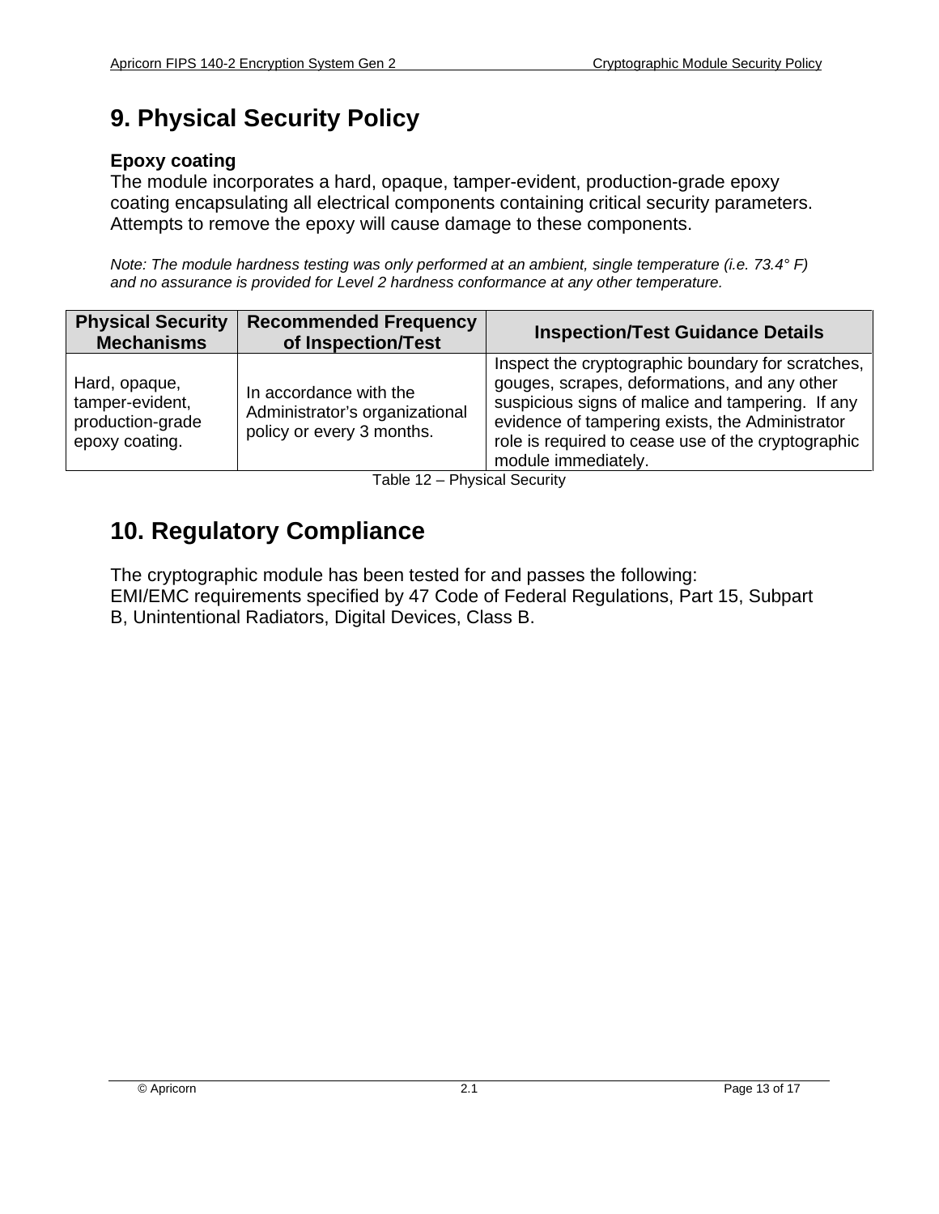# 9. Physical Security Policy

**Epoxy coating**
The module incorporates a hard, opaque, tamper-evident, production-grade epoxy coating encapsulating all electrical components containing critical security parameters. Attempts to remove the epoxy will cause damage to these components.

*Note: The module hardness testing was only performed at an ambient, single temperature (i.e. 73.4° F) and no assurance is provided for Level 2 hardness conformance at any other temperature.*

| Physical Security Mechanisms | Recommended Frequency of Inspection/Test | Inspection/Test Guidance Details |
|---|---|---|
| Hard, opaque, tamper-evident, production-grade epoxy coating. | In accordance with the Administrator's organizational policy or every 3 months. | Inspect the cryptographic boundary for scratches, gouges, scrapes, deformations, and any other suspicious signs of malice and tampering. If any evidence of tampering exists, the Administrator role is required to cease use of the cryptographic module immediately. |

Table 12 – Physical Security

# 10. Regulatory Compliance

The cryptographic module has been tested for and passes the following:
EMI/EMC requirements specified by 47 Code of Federal Regulations, Part 15, Subpart B, Unintentional Radiators, Digital Devices, Class B.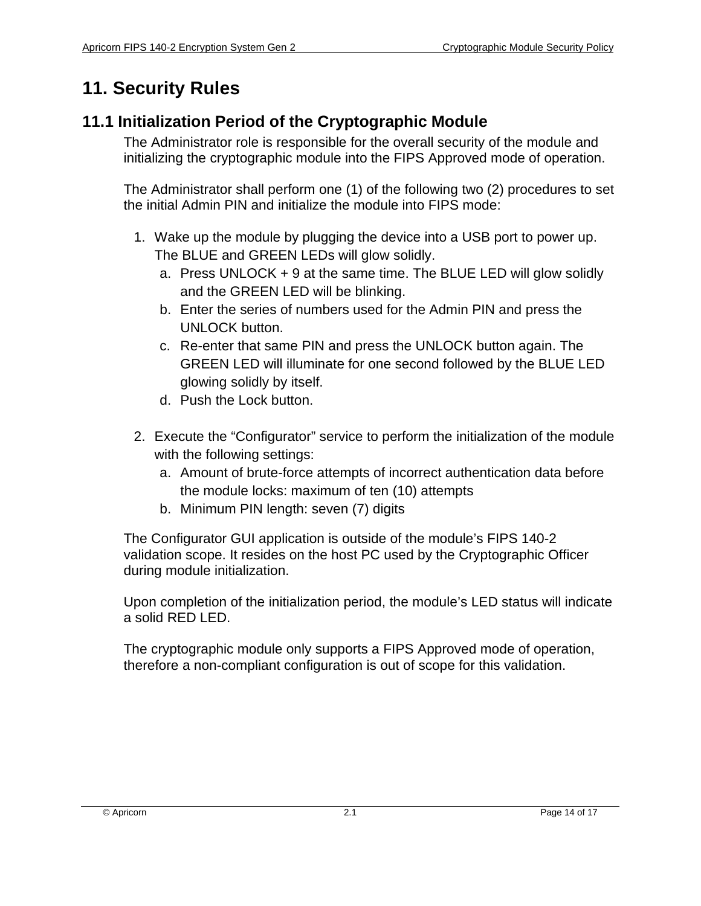# 11. Security Rules

## 11.1 Initialization Period of the Cryptographic Module

The Administrator role is responsible for the overall security of the module and initializing the cryptographic module into the FIPS Approved mode of operation.

The Administrator shall perform one (1) of the following two (2) procedures to set the initial Admin PIN and initialize the module into FIPS mode:

1. Wake up the module by plugging the device into a USB port to power up. The BLUE and GREEN LEDs will glow solidly.
   a. Press UNLOCK + 9 at the same time. The BLUE LED will glow solidly and the GREEN LED will be blinking.
   b. Enter the series of numbers used for the Admin PIN and press the UNLOCK button.
   c. Re-enter that same PIN and press the UNLOCK button again. The GREEN LED will illuminate for one second followed by the BLUE LED glowing solidly by itself.
   d. Push the Lock button.

2. Execute the “Configurator” service to perform the initialization of the module with the following settings:
   a. Amount of brute-force attempts of incorrect authentication data before the module locks: maximum of ten (10) attempts
   b. Minimum PIN length: seven (7) digits

The Configurator GUI application is outside of the module’s FIPS 140-2 validation scope. It resides on the host PC used by the Cryptographic Officer during module initialization.

Upon completion of the initialization period, the module’s LED status will indicate a solid RED LED.

The cryptographic module only supports a FIPS Approved mode of operation, therefore a non-compliant configuration is out of scope for this validation.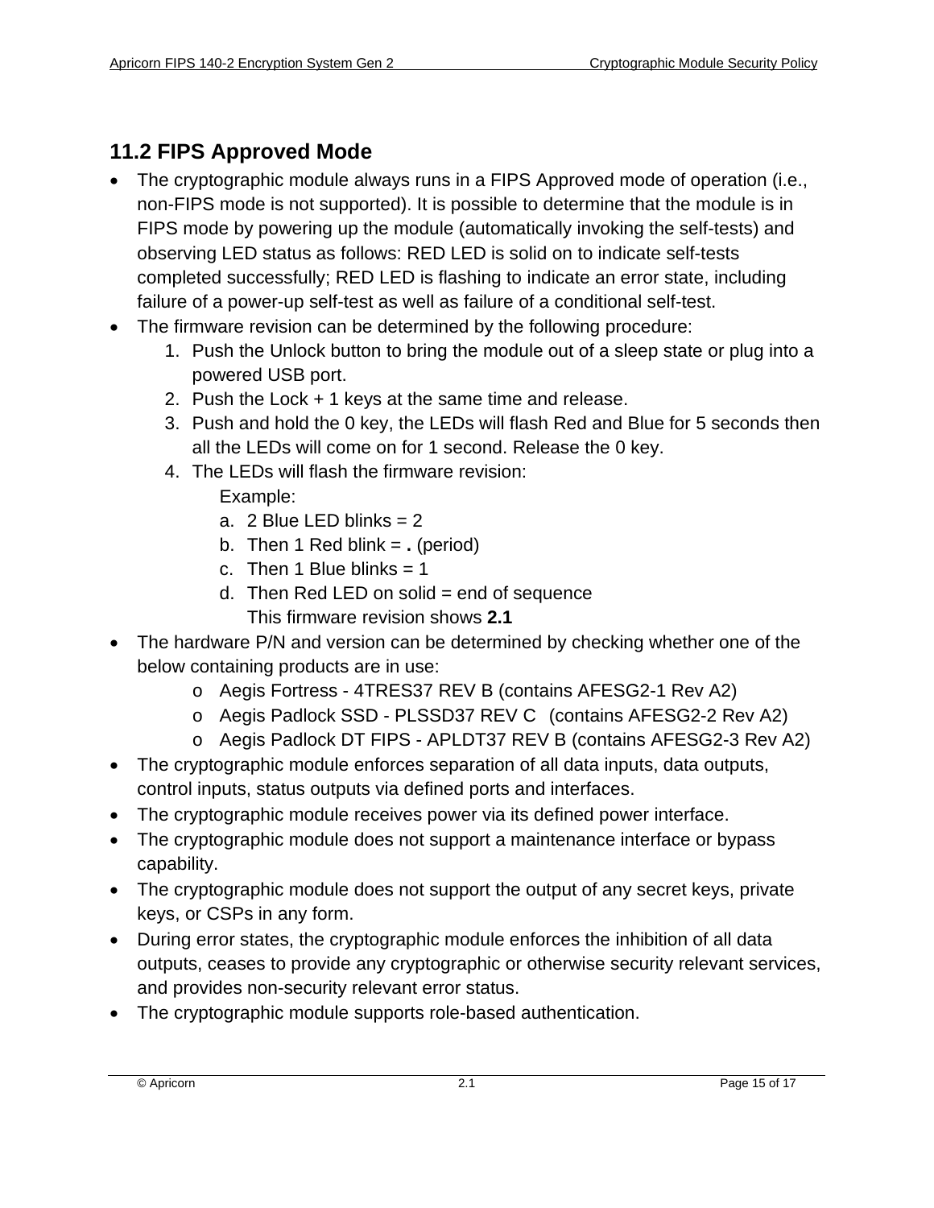## 11.2 FIPS Approved Mode

- The cryptographic module always runs in a FIPS Approved mode of operation (i.e., non-FIPS mode is not supported). It is possible to determine that the module is in FIPS mode by powering up the module (automatically invoking the self-tests) and observing LED status as follows: RED LED is solid on to indicate self-tests completed successfully; RED LED is flashing to indicate an error state, including failure of a power-up self-test as well as failure of a conditional self-test.
- The firmware revision can be determined by the following procedure:
  1. Push the Unlock button to bring the module out of a sleep state or plug into a powered USB port.
  2. Push the Lock + 1 keys at the same time and release.
  3. Push and hold the 0 key, the LEDs will flash Red and Blue for 5 seconds then all the LEDs will come on for 1 second. Release the 0 key.
  4. The LEDs will flash the firmware revision:

     Example:

     a. 2 Blue LED blinks = 2
     b. Then 1 Red blink = **.** (period)
     c. Then 1 Blue blinks = 1
     d. Then Red LED on solid = end of sequence

        This firmware revision shows **2.1**
- The hardware P/N and version can be determined by checking whether one of the below containing products are in use:
  - Aegis Fortress - 4TRES37 REV B (contains AFESG2-1 Rev A2)
  - Aegis Padlock SSD - PLSSD37 REV C  (contains AFESG2-2 Rev A2)
  - Aegis Padlock DT FIPS - APLDT37 REV B (contains AFESG2-3 Rev A2)
- The cryptographic module enforces separation of all data inputs, data outputs, control inputs, status outputs via defined ports and interfaces.
- The cryptographic module receives power via its defined power interface.
- The cryptographic module does not support a maintenance interface or bypass capability.
- The cryptographic module does not support the output of any secret keys, private keys, or CSPs in any form.
- During error states, the cryptographic module enforces the inhibition of all data outputs, ceases to provide any cryptographic or otherwise security relevant services, and provides non-security relevant error status.
- The cryptographic module supports role-based authentication.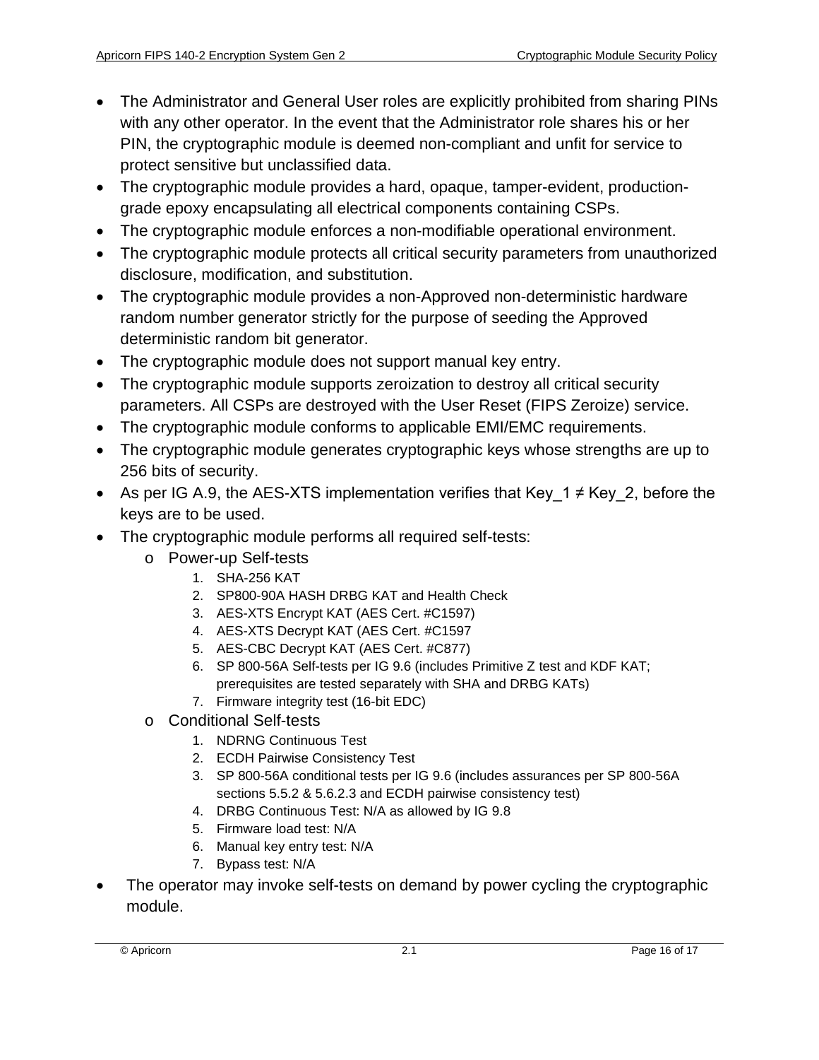- The Administrator and General User roles are explicitly prohibited from sharing PINs with any other operator. In the event that the Administrator role shares his or her PIN, the cryptographic module is deemed non-compliant and unfit for service to protect sensitive but unclassified data.
- The cryptographic module provides a hard, opaque, tamper-evident, production-grade epoxy encapsulating all electrical components containing CSPs.
- The cryptographic module enforces a non-modifiable operational environment.
- The cryptographic module protects all critical security parameters from unauthorized disclosure, modification, and substitution.
- The cryptographic module provides a non-Approved non-deterministic hardware random number generator strictly for the purpose of seeding the Approved deterministic random bit generator.
- The cryptographic module does not support manual key entry.
- The cryptographic module supports zeroization to destroy all critical security parameters. All CSPs are destroyed with the User Reset (FIPS Zeroize) service.
- The cryptographic module conforms to applicable EMI/EMC requirements.
- The cryptographic module generates cryptographic keys whose strengths are up to 256 bits of security.
- As per IG A.9, the AES-XTS implementation verifies that Key_1 ≠ Key_2, before the keys are to be used.
- The cryptographic module performs all required self-tests:
  - Power-up Self-tests
    1. SHA-256 KAT
    2. SP800-90A HASH DRBG KAT and Health Check
    3. AES-XTS Encrypt KAT (AES Cert. #C1597)
    4. AES-XTS Decrypt KAT (AES Cert. #C1597
    5. AES-CBC Decrypt KAT (AES Cert. #C877)
    6. SP 800-56A Self-tests per IG 9.6 (includes Primitive Z test and KDF KAT; prerequisites are tested separately with SHA and DRBG KATs)
    7. Firmware integrity test (16-bit EDC)
  - Conditional Self-tests
    1. NDRNG Continuous Test
    2. ECDH Pairwise Consistency Test
    3. SP 800-56A conditional tests per IG 9.6 (includes assurances per SP 800-56A sections 5.5.2 & 5.6.2.3 and ECDH pairwise consistency test)
    4. DRBG Continuous Test: N/A as allowed by IG 9.8
    5. Firmware load test: N/A
    6. Manual key entry test: N/A
    7. Bypass test: N/A
- The operator may invoke self-tests on demand by power cycling the cryptographic module.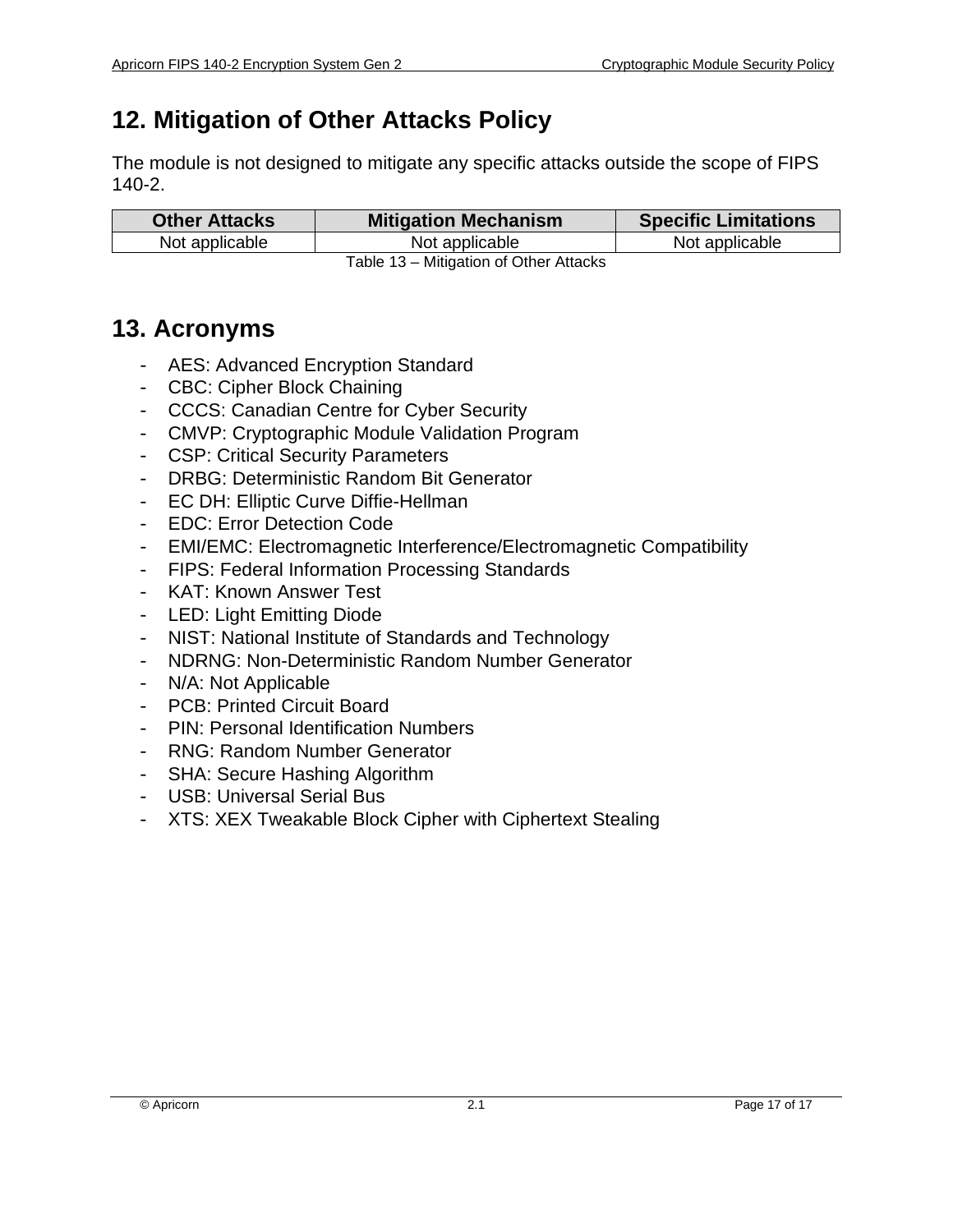## 12. Mitigation of Other Attacks Policy

The module is not designed to mitigate any specific attacks outside the scope of FIPS 140-2.

| Other Attacks | Mitigation Mechanism | Specific Limitations |
|---|---|---|
| Not applicable | Not applicable | Not applicable |

Table 13 – Mitigation of Other Attacks

## 13. Acronyms

- AES: Advanced Encryption Standard
- CBC: Cipher Block Chaining
- CCCS: Canadian Centre for Cyber Security
- CMVP: Cryptographic Module Validation Program
- CSP: Critical Security Parameters
- DRBG: Deterministic Random Bit Generator
- EC DH: Elliptic Curve Diffie-Hellman
- EDC: Error Detection Code
- EMI/EMC: Electromagnetic Interference/Electromagnetic Compatibility
- FIPS: Federal Information Processing Standards
- KAT: Known Answer Test
- LED: Light Emitting Diode
- NIST: National Institute of Standards and Technology
- NDRNG: Non-Deterministic Random Number Generator
- N/A: Not Applicable
- PCB: Printed Circuit Board
- PIN: Personal Identification Numbers
- RNG: Random Number Generator
- SHA: Secure Hashing Algorithm
- USB: Universal Serial Bus
- XTS: XEX Tweakable Block Cipher with Ciphertext Stealing